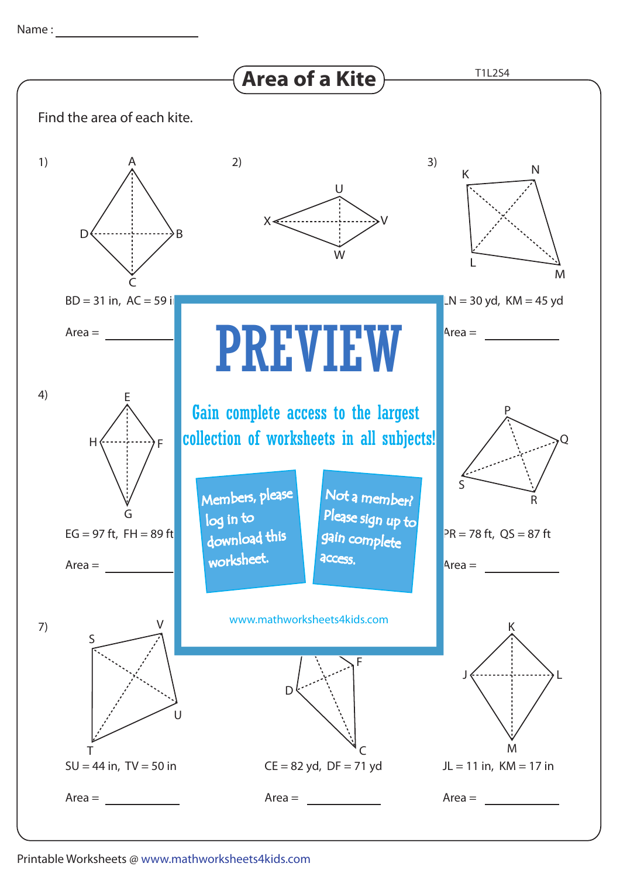# Area of a Kite

Name : ____________________

T1L2S4

Find the area of each kite.

1) BD = 31 in, AC = 59 i

Area = __________

2)

3) LN = 30 yd, KM = 45 yd

Area = __________

4) EG = 97 ft, FH = 89 ft

Area = __________

5)

6) PR = 78 ft, QS = 87 ft

Area = __________

7) SU = 44 in, TV = 50 in

Area = __________

8) CE = 82 yd, DF = 71 yd

Area = __________

9) JL = 11 in, KM = 17 in

Area = __________

**PREVIEW**

Gain complete access to the largest collection of worksheets in all subjects!

Members, please log in to download this worksheet.

Not a member? Please sign up to gain complete access.

www.mathworksheets4kids.com

Printable Worksheets @ www.mathworksheets4kids.com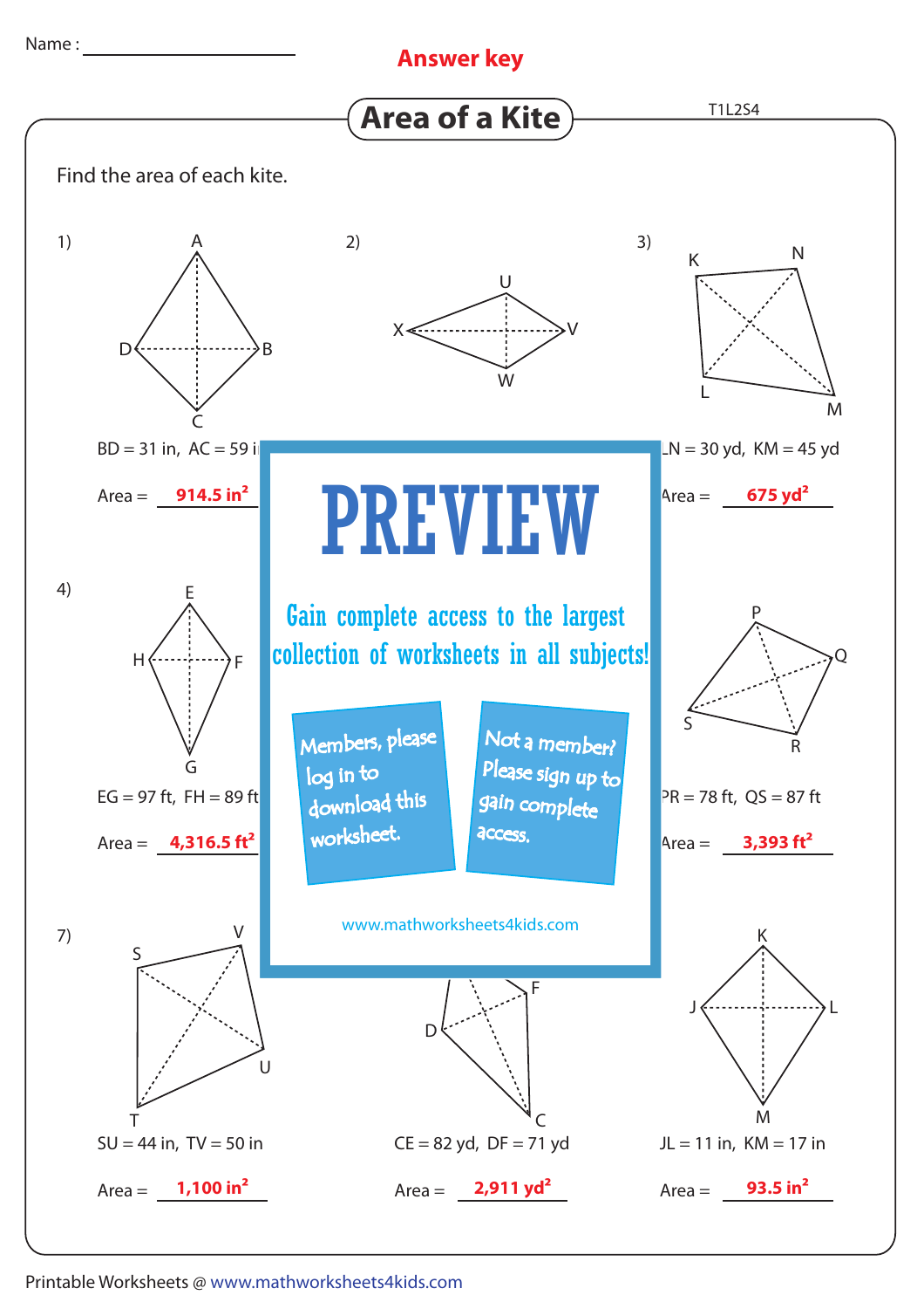Name : ____________________

**Answer key**

# Area of a Kite

T1L2S4

Find the area of each kite.

1) BD = 31 in, AC = 59 i

Area = **914.5 in²**

3) LN = 30 yd, KM = 45 yd

Area = **675 yd²**

4) EG = 97 ft, FH = 89 ft

Area = **4,316.5 ft²**

PR = 78 ft, QS = 87 ft

Area = **3,393 ft²**

PREVIEW

Gain complete access to the largest collection of worksheets in all subjects!

Members, please log in to download this worksheet.

Not a member? Please sign up to gain complete access.

www.mathworksheets4kids.com

7) SU = 44 in, TV = 50 in

Area = **1,100 in²**

CE = 82 yd, DF = 71 yd

Area = **2,911 yd²**

JL = 11 in, KM = 17 in

Area = **93.5 in²**

Printable Worksheets @ www.mathworksheets4kids.com